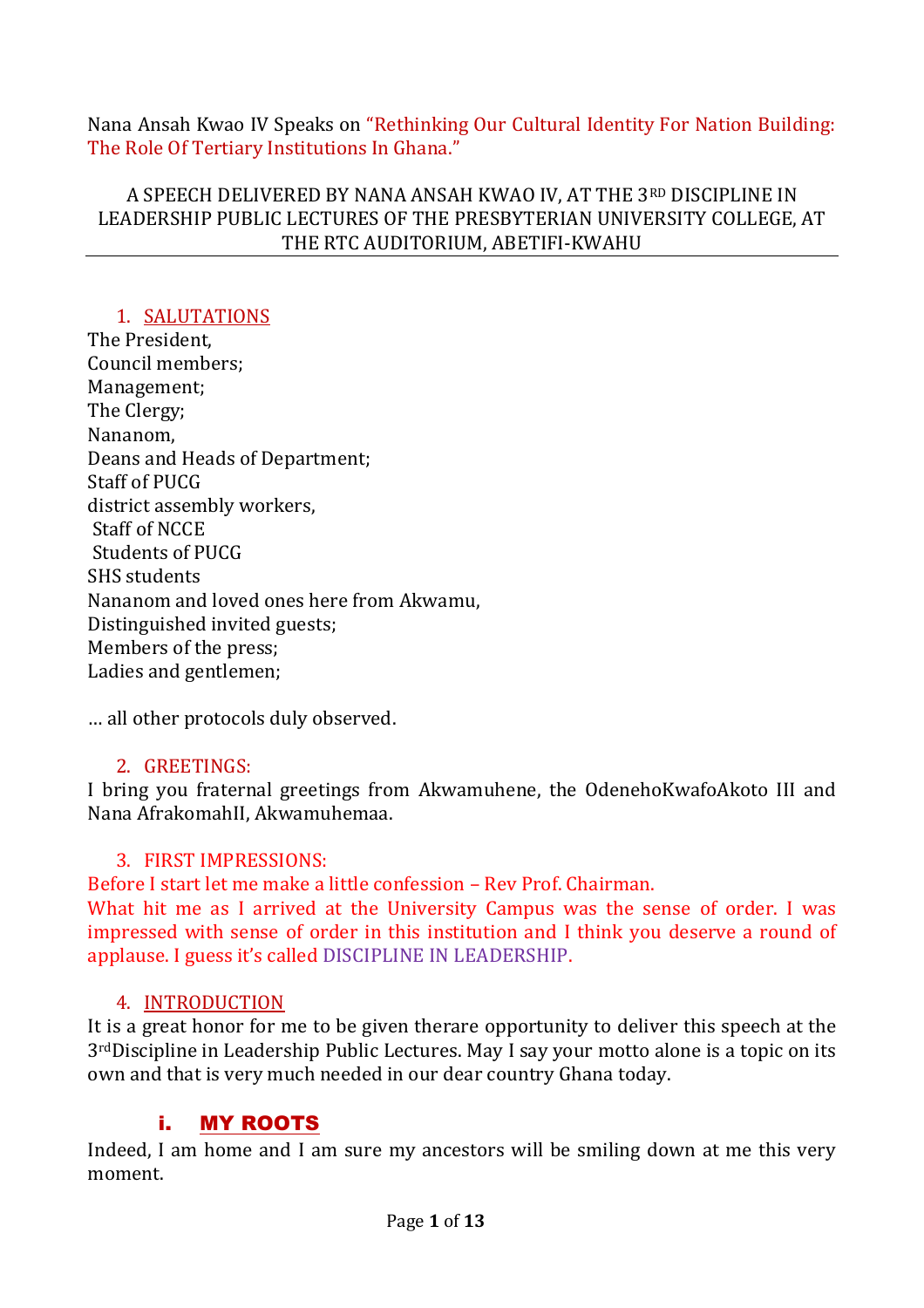Nana Ansah Kwao IV Speaks on "Rethinking Our Cultural Identity For Nation Building: The Role Of Tertiary Institutions In Ghana."

A SPEECH DELIVERED BY NANA ANSAH KWAO IV, AT THE 3RD DISCIPLINE IN LEADERSHIP PUBLIC LECTURES OF THE PRESBYTERIAN UNIVERSITY COLLEGE, AT THE RTC AUDITORIUM, ABETIFI-KWAHU

---

1. SALUTATIONS

The President,
Council members;
Management;
The Clergy;
Nananom,
Deans and Heads of Department;
Staff of PUCG
district assembly workers,
Staff of NCCE
Students of PUCG
SHS students
Nananom and loved ones here from Akwamu,
Distinguished invited guests;
Members of the press;
Ladies and gentlemen;

… all other protocols duly observed.

2. GREETINGS:

I bring you fraternal greetings from Akwamuhene, the OdenehoKwafoAkoto III and Nana AfrakomahII, Akwamuhemaa.

3. FIRST IMPRESSIONS:

Before I start let me make a little confession – Rev Prof. Chairman.
What hit me as I arrived at the University Campus was the sense of order. I was impressed with sense of order in this institution and I think you deserve a round of applause. I guess it's called DISCIPLINE IN LEADERSHIP.

4. INTRODUCTION

It is a great honor for me to be given therare opportunity to deliver this speech at the 3rdDiscipline in Leadership Public Lectures. May I say your motto alone is a topic on its own and that is very much needed in our dear country Ghana today.

### i. MY ROOTS

Indeed, I am home and I am sure my ancestors will be smiling down at me this very moment.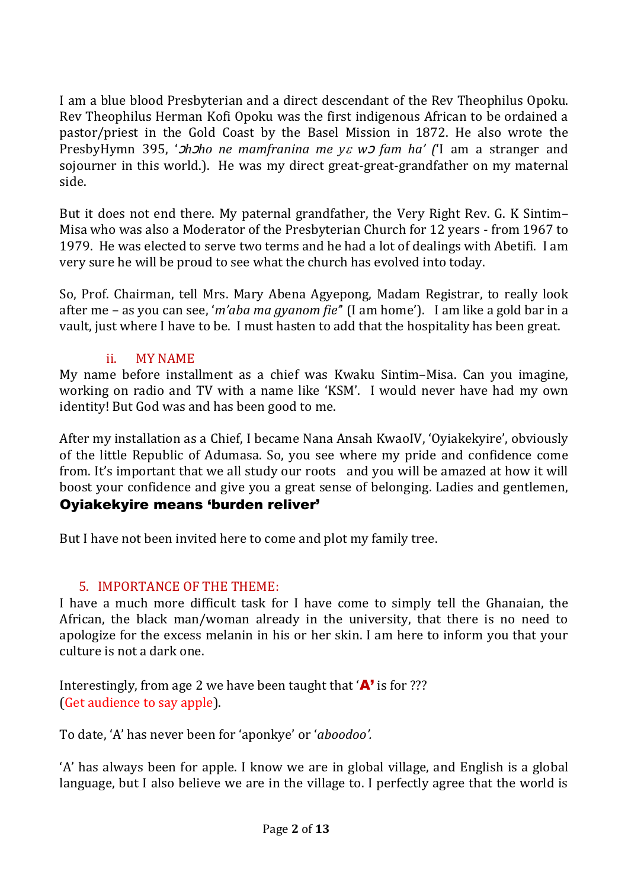I am a blue blood Presbyterian and a direct descendant of the Rev Theophilus Opoku. Rev Theophilus Herman Kofi Opoku was the first indigenous African to be ordained a pastor/priest in the Gold Coast by the Basel Mission in 1872. He also wrote the PresbyHymn 395, '*ƆhƆho ne mamfranina me yɛ wɔ fam ha' ('*I am a stranger and sojourner in this world.). He was my direct great-great-grandfather on my maternal side.

But it does not end there. My paternal grandfather, the Very Right Rev. G. K Sintim–Misa who was also a Moderator of the Presbyterian Church for 12 years - from 1967 to 1979. He was elected to serve two terms and he had a lot of dealings with Abetifi. I am very sure he will be proud to see what the church has evolved into today.

So, Prof. Chairman, tell Mrs. Mary Abena Agyepong, Madam Registrar, to really look after me – as you can see, '*m'aba ma gyanom fie"* (I am home'). I am like a gold bar in a vault, just where I have to be. I must hasten to add that the hospitality has been great.

### ii. MY NAME

My name before installment as a chief was Kwaku Sintim–Misa. Can you imagine, working on radio and TV with a name like 'KSM'. I would never have had my own identity! But God was and has been good to me.

After my installation as a Chief, I became Nana Ansah KwaoIV, 'Oyiakekyire', obviously of the little Republic of Adumasa. So, you see where my pride and confidence come from. It's important that we all study our roots and you will be amazed at how it will boost your confidence and give you a great sense of belonging. Ladies and gentlemen, **Oyiakekyire means 'burden reliver'**

But I have not been invited here to come and plot my family tree.

## 5. IMPORTANCE OF THE THEME:

I have a much more difficult task for I have come to simply tell the Ghanaian, the African, the black man/woman already in the university, that there is no need to apologize for the excess melanin in his or her skin. I am here to inform you that your culture is not a dark one.

Interestingly, from age 2 we have been taught that '**A'** is for ???
(Get audience to say apple).

To date, 'A' has never been for 'aponkye' or '*aboodoo'.*

'A' has always been for apple. I know we are in global village, and English is a global language, but I also believe we are in the village to. I perfectly agree that the world is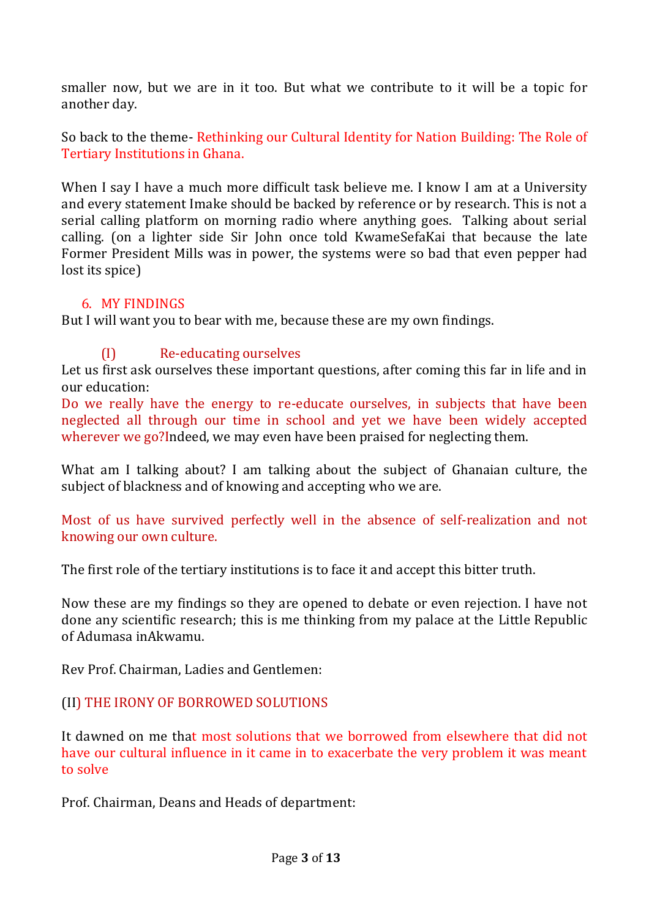smaller now, but we are in it too. But what we contribute to it will be a topic for another day.

So back to the theme- Rethinking our Cultural Identity for Nation Building: The Role of Tertiary Institutions in Ghana.

When I say I have a much more difficult task believe me. I know I am at a University and every statement Imake should be backed by reference or by research. This is not a serial calling platform on morning radio where anything goes. Talking about serial calling. (on a lighter side Sir John once told KwameSefaKai that because the late Former President Mills was in power, the systems were so bad that even pepper had lost its spice)

## 6. MY FINDINGS

But I will want you to bear with me, because these are my own findings.

### (I) Re-educating ourselves

Let us first ask ourselves these important questions, after coming this far in life and in our education:

Do we really have the energy to re-educate ourselves, in subjects that have been neglected all through our time in school and yet we have been widely accepted wherever we go?Indeed, we may even have been praised for neglecting them.

What am I talking about? I am talking about the subject of Ghanaian culture, the subject of blackness and of knowing and accepting who we are.

Most of us have survived perfectly well in the absence of self-realization and not knowing our own culture.

The first role of the tertiary institutions is to face it and accept this bitter truth.

Now these are my findings so they are opened to debate or even rejection. I have not done any scientific research; this is me thinking from my palace at the Little Republic of Adumasa inAkwamu.

Rev Prof. Chairman, Ladies and Gentlemen:

### (II) THE IRONY OF BORROWED SOLUTIONS

It dawned on me that most solutions that we borrowed from elsewhere that did not have our cultural influence in it came in to exacerbate the very problem it was meant to solve

Prof. Chairman, Deans and Heads of department: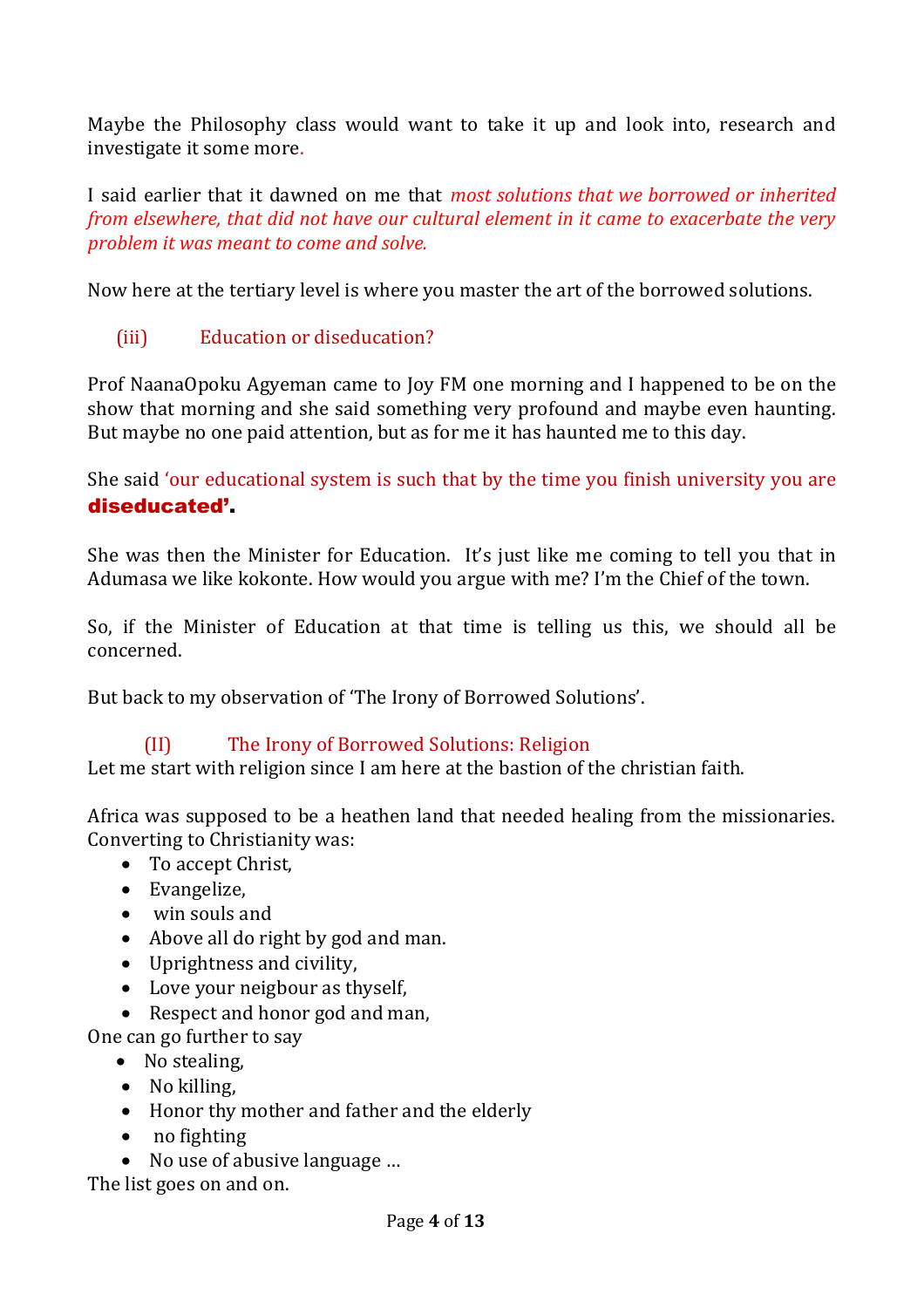Maybe the Philosophy class would want to take it up and look into, research and investigate it some more.

I said earlier that it dawned on me that *most solutions that we borrowed or inherited from elsewhere, that did not have our cultural element in it came to exacerbate the very problem it was meant to come and solve.*

Now here at the tertiary level is where you master the art of the borrowed solutions.

### (iii) Education or diseducation?

Prof NaanaOpoku Agyeman came to Joy FM one morning and I happened to be on the show that morning and she said something very profound and maybe even haunting. But maybe no one paid attention, but as for me it has haunted me to this day.

She said 'our educational system is such that by the time you finish university you are **diseducated'.**

She was then the Minister for Education. It's just like me coming to tell you that in Adumasa we like kokonte. How would you argue with me? I'm the Chief of the town.

So, if the Minister of Education at that time is telling us this, we should all be concerned.

But back to my observation of 'The Irony of Borrowed Solutions'.

### (II) The Irony of Borrowed Solutions: Religion

Let me start with religion since I am here at the bastion of the christian faith.

Africa was supposed to be a heathen land that needed healing from the missionaries. Converting to Christianity was:

- To accept Christ,
- Evangelize,
- win souls and
- Above all do right by god and man.
- Uprightness and civility,
- Love your neigbour as thyself,
- Respect and honor god and man,

One can go further to say

- No stealing,
- No killing,
- Honor thy mother and father and the elderly
- no fighting
- No use of abusive language …

The list goes on and on.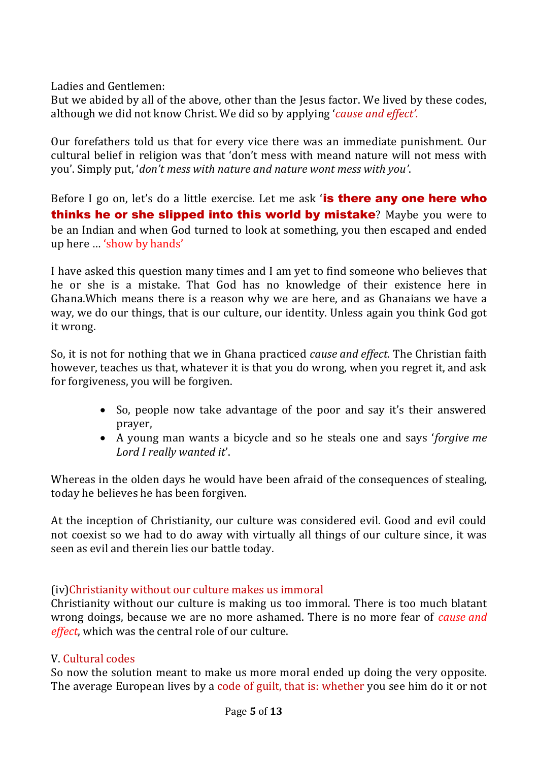Ladies and Gentlemen:

But we abided by all of the above, other than the Jesus factor. We lived by these codes, although we did not know Christ. We did so by applying '*cause and effect'.*

Our forefathers told us that for every vice there was an immediate punishment. Our cultural belief in religion was that 'don't mess with meand nature will not mess with you'. Simply put, '*don't mess with nature and nature wont mess with you'*.

Before I go on, let's do a little exercise. Let me ask '**is there any one here who thinks he or she slipped into this world by mistake**? Maybe you were to be an Indian and when God turned to look at something, you then escaped and ended up here … 'show by hands'

I have asked this question many times and I am yet to find someone who believes that he or she is a mistake. That God has no knowledge of their existence here in Ghana.Which means there is a reason why we are here, and as Ghanaians we have a way, we do our things, that is our culture, our identity. Unless again you think God got it wrong.

So, it is not for nothing that we in Ghana practiced *cause and effect*. The Christian faith however, teaches us that, whatever it is that you do wrong, when you regret it, and ask for forgiveness, you will be forgiven.

- So, people now take advantage of the poor and say it's their answered prayer,
- A young man wants a bicycle and so he steals one and says '*forgive me Lord I really wanted it*'.

Whereas in the olden days he would have been afraid of the consequences of stealing, today he believes he has been forgiven.

At the inception of Christianity, our culture was considered evil. Good and evil could not coexist so we had to do away with virtually all things of our culture since, it was seen as evil and therein lies our battle today.

(iv)Christianity without our culture makes us immoral

Christianity without our culture is making us too immoral. There is too much blatant wrong doings, because we are no more ashamed. There is no more fear of *cause and effect*, which was the central role of our culture.

V. Cultural codes

So now the solution meant to make us more moral ended up doing the very opposite. The average European lives by a code of guilt, that is: whether you see him do it or not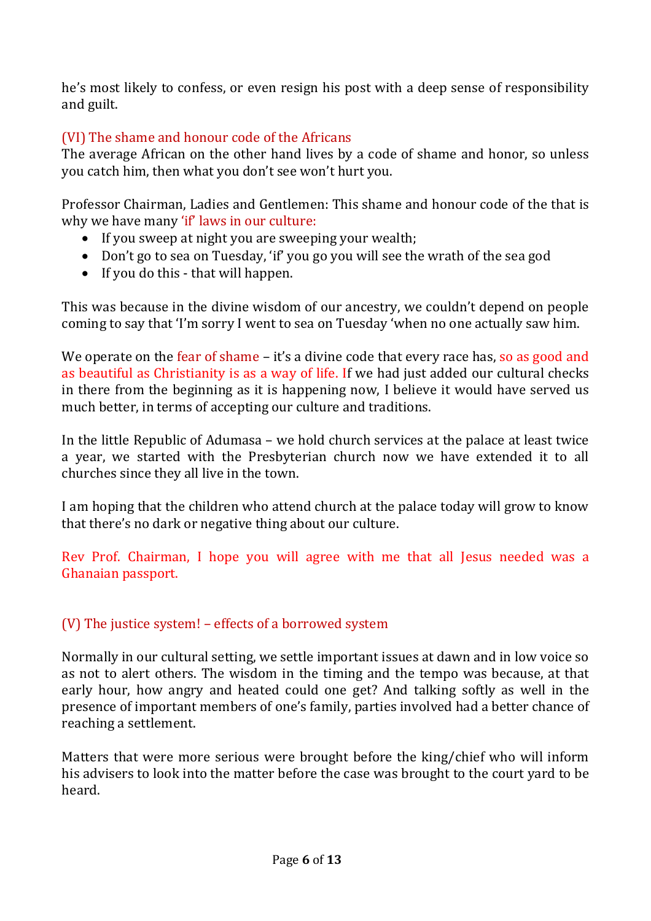he's most likely to confess, or even resign his post with a deep sense of responsibility and guilt.

### (VI) The shame and honour code of the Africans

The average African on the other hand lives by a code of shame and honor, so unless you catch him, then what you don't see won't hurt you.

Professor Chairman, Ladies and Gentlemen: This shame and honour code of the that is why we have many 'if' laws in our culture:

- If you sweep at night you are sweeping your wealth;
- Don't go to sea on Tuesday, 'if' you go you will see the wrath of the sea god
- If you do this - that will happen.

This was because in the divine wisdom of our ancestry, we couldn't depend on people coming to say that 'I'm sorry I went to sea on Tuesday 'when no one actually saw him.

We operate on the fear of shame – it's a divine code that every race has, so as good and as beautiful as Christianity is as a way of life. If we had just added our cultural checks in there from the beginning as it is happening now, I believe it would have served us much better, in terms of accepting our culture and traditions.

In the little Republic of Adumasa – we hold church services at the palace at least twice a year, we started with the Presbyterian church now we have extended it to all churches since they all live in the town.

I am hoping that the children who attend church at the palace today will grow to know that there's no dark or negative thing about our culture.

Rev Prof. Chairman, I hope you will agree with me that all Jesus needed was a Ghanaian passport.

### (V) The justice system! – effects of a borrowed system

Normally in our cultural setting, we settle important issues at dawn and in low voice so as not to alert others. The wisdom in the timing and the tempo was because, at that early hour, how angry and heated could one get? And talking softly as well in the presence of important members of one's family, parties involved had a better chance of reaching a settlement.

Matters that were more serious were brought before the king/chief who will inform his advisers to look into the matter before the case was brought to the court yard to be heard.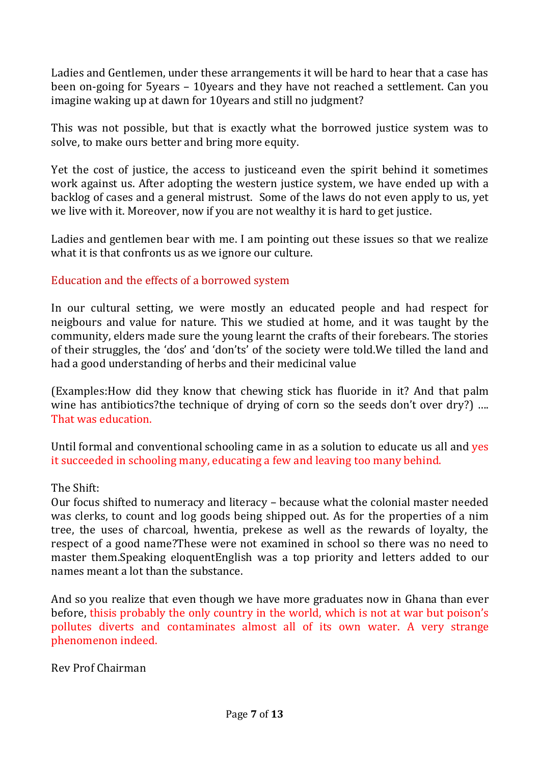Ladies and Gentlemen, under these arrangements it will be hard to hear that a case has been on-going for 5years – 10years and they have not reached a settlement. Can you imagine waking up at dawn for 10years and still no judgment?

This was not possible, but that is exactly what the borrowed justice system was to solve, to make ours better and bring more equity.

Yet the cost of justice, the access to justiceand even the spirit behind it sometimes work against us. After adopting the western justice system, we have ended up with a backlog of cases and a general mistrust. Some of the laws do not even apply to us, yet we live with it. Moreover, now if you are not wealthy it is hard to get justice.

Ladies and gentlemen bear with me. I am pointing out these issues so that we realize what it is that confronts us as we ignore our culture.

## Education and the effects of a borrowed system

In our cultural setting, we were mostly an educated people and had respect for neigbours and value for nature. This we studied at home, and it was taught by the community, elders made sure the young learnt the crafts of their forebears. The stories of their struggles, the 'dos' and 'don'ts' of the society were told.We tilled the land and had a good understanding of herbs and their medicinal value

(Examples:How did they know that chewing stick has fluoride in it? And that palm wine has antibiotics?the technique of drying of corn so the seeds don't over dry?) …. That was education.

Until formal and conventional schooling came in as a solution to educate us all and yes it succeeded in schooling many, educating a few and leaving too many behind.

The Shift:
Our focus shifted to numeracy and literacy – because what the colonial master needed was clerks, to count and log goods being shipped out. As for the properties of a nim tree, the uses of charcoal, hwentia, prekese as well as the rewards of loyalty, the respect of a good name?These were not examined in school so there was no need to master them.Speaking eloquentEnglish was a top priority and letters added to our names meant a lot than the substance.

And so you realize that even though we have more graduates now in Ghana than ever before, thisis probably the only country in the world, which is not at war but poison's pollutes diverts and contaminates almost all of its own water. A very strange phenomenon indeed.

Rev Prof Chairman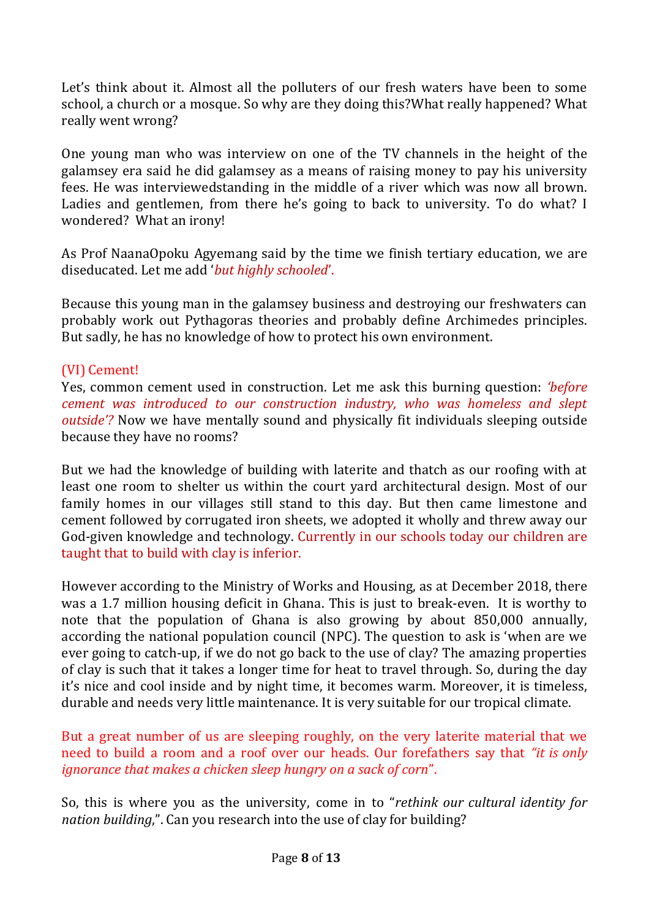Let's think about it. Almost all the polluters of our fresh waters have been to some school, a church or a mosque. So why are they doing this?What really happened? What really went wrong?

One young man who was interview on one of the TV channels in the height of the galamsey era said he did galamsey as a means of raising money to pay his university fees. He was interviewedstanding in the middle of a river which was now all brown. Ladies and gentlemen, from there he's going to back to university. To do what? I wondered? What an irony!

As Prof NaanaOpoku Agyemang said by the time we finish tertiary education, we are diseducated. Let me add '*but highly schooled*'.

Because this young man in the galamsey business and destroying our freshwaters can probably work out Pythagoras theories and probably define Archimedes principles. But sadly, he has no knowledge of how to protect his own environment.

(VI) Cement!

Yes, common cement used in construction. Let me ask this burning question: *'before cement was introduced to our construction industry, who was homeless and slept outside'?* Now we have mentally sound and physically fit individuals sleeping outside because they have no rooms?

But we had the knowledge of building with laterite and thatch as our roofing with at least one room to shelter us within the court yard architectural design. Most of our family homes in our villages still stand to this day. But then came limestone and cement followed by corrugated iron sheets, we adopted it wholly and threw away our God-given knowledge and technology. Currently in our schools today our children are taught that to build with clay is inferior.

However according to the Ministry of Works and Housing, as at December 2018, there was a 1.7 million housing deficit in Ghana. This is just to break-even. It is worthy to note that the population of Ghana is also growing by about 850,000 annually, according the national population council (NPC). The question to ask is 'when are we ever going to catch-up, if we do not go back to the use of clay? The amazing properties of clay is such that it takes a longer time for heat to travel through. So, during the day it's nice and cool inside and by night time, it becomes warm. Moreover, it is timeless, durable and needs very little maintenance. It is very suitable for our tropical climate.

But a great number of us are sleeping roughly, on the very laterite material that we need to build a room and a roof over our heads. Our forefathers say that *"it is only ignorance that makes a chicken sleep hungry on a sack of corn*".

So, this is where you as the university, come in to "*rethink our cultural identity for nation building*,". Can you research into the use of clay for building?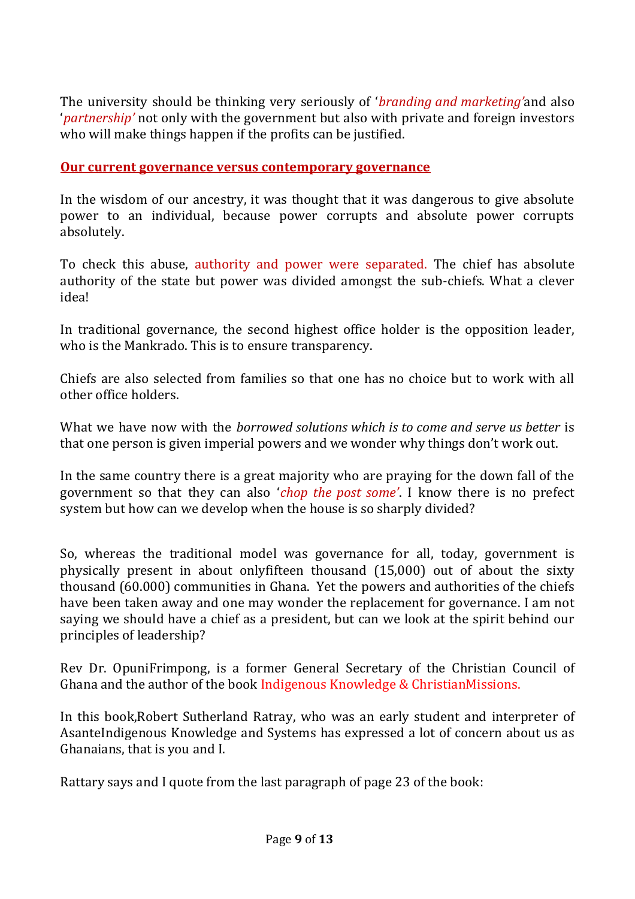The university should be thinking very seriously of '*branding and marketing'*and also '*partnership'* not only with the government but also with private and foreign investors who will make things happen if the profits can be justified.

## **Our current governance versus contemporary governance**

In the wisdom of our ancestry, it was thought that it was dangerous to give absolute power to an individual, because power corrupts and absolute power corrupts absolutely.

To check this abuse, authority and power were separated. The chief has absolute authority of the state but power was divided amongst the sub-chiefs. What a clever idea!

In traditional governance, the second highest office holder is the opposition leader, who is the Mankrado. This is to ensure transparency.

Chiefs are also selected from families so that one has no choice but to work with all other office holders.

What we have now with the *borrowed solutions which is to come and serve us better* is that one person is given imperial powers and we wonder why things don't work out.

In the same country there is a great majority who are praying for the down fall of the government so that they can also '*chop the post some'*. I know there is no prefect system but how can we develop when the house is so sharply divided?

So, whereas the traditional model was governance for all, today, government is physically present in about onlyfifteen thousand (15,000) out of about the sixty thousand (60.000) communities in Ghana. Yet the powers and authorities of the chiefs have been taken away and one may wonder the replacement for governance. I am not saying we should have a chief as a president, but can we look at the spirit behind our principles of leadership?

Rev Dr. OpuniFrimpong, is a former General Secretary of the Christian Council of Ghana and the author of the book Indigenous Knowledge & ChristianMissions.

In this book,Robert Sutherland Ratray, who was an early student and interpreter of AsanteIndigenous Knowledge and Systems has expressed a lot of concern about us as Ghanaians, that is you and I.

Rattary says and I quote from the last paragraph of page 23 of the book: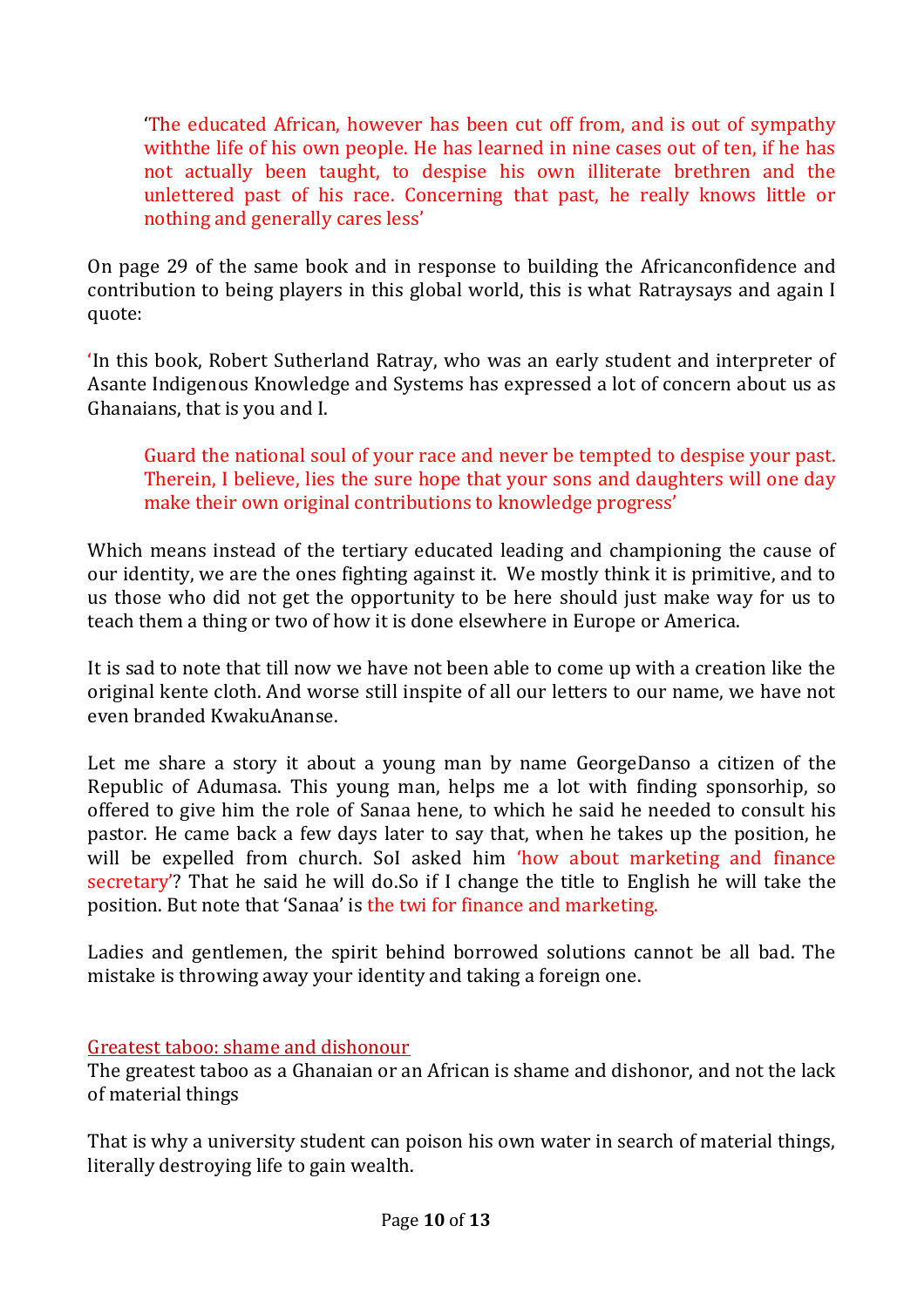> 'The educated African, however has been cut off from, and is out of sympathy withthe life of his own people. He has learned in nine cases out of ten, if he has not actually been taught, to despise his own illiterate brethren and the unlettered past of his race. Concerning that past, he really knows little or nothing and generally cares less'

On page 29 of the same book and in response to building the Africanconfidence and contribution to being players in this global world, this is what Ratraysays and again I quote:

'In this book, Robert Sutherland Ratray, who was an early student and interpreter of Asante Indigenous Knowledge and Systems has expressed a lot of concern about us as Ghanaians, that is you and I.

> Guard the national soul of your race and never be tempted to despise your past. Therein, I believe, lies the sure hope that your sons and daughters will one day make their own original contributions to knowledge progress'

Which means instead of the tertiary educated leading and championing the cause of our identity, we are the ones fighting against it. We mostly think it is primitive, and to us those who did not get the opportunity to be here should just make way for us to teach them a thing or two of how it is done elsewhere in Europe or America.

It is sad to note that till now we have not been able to come up with a creation like the original kente cloth. And worse still inspite of all our letters to our name, we have not even branded KwakuAnanse.

Let me share a story it about a young man by name GeorgeDanso a citizen of the Republic of Adumasa. This young man, helps me a lot with finding sponsorhip, so offered to give him the role of Sanaa hene, to which he said he needed to consult his pastor. He came back a few days later to say that, when he takes up the position, he will be expelled from church. SoI asked him 'how about marketing and finance secretary'? That he said he will do.So if I change the title to English he will take the position. But note that 'Sanaa' is the twi for finance and marketing.

Ladies and gentlemen, the spirit behind borrowed solutions cannot be all bad. The mistake is throwing away your identity and taking a foreign one.

## Greatest taboo: shame and dishonour

The greatest taboo as a Ghanaian or an African is shame and dishonor, and not the lack of material things

That is why a university student can poison his own water in search of material things, literally destroying life to gain wealth.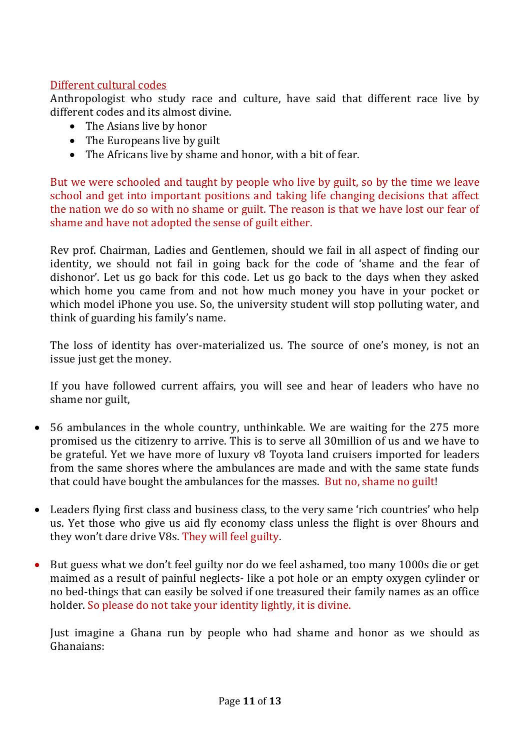Different cultural codes

Anthropologist who study race and culture, have said that different race live by different codes and its almost divine.

- The Asians live by honor
- The Europeans live by guilt
- The Africans live by shame and honor, with a bit of fear.

But we were schooled and taught by people who live by guilt, so by the time we leave school and get into important positions and taking life changing decisions that affect the nation we do so with no shame or guilt. The reason is that we have lost our fear of shame and have not adopted the sense of guilt either.

Rev prof. Chairman, Ladies and Gentlemen, should we fail in all aspect of finding our identity, we should not fail in going back for the code of 'shame and the fear of dishonor'. Let us go back for this code. Let us go back to the days when they asked which home you came from and not how much money you have in your pocket or which model iPhone you use. So, the university student will stop polluting water, and think of guarding his family's name.

The loss of identity has over-materialized us. The source of one's money, is not an issue just get the money.

If you have followed current affairs, you will see and hear of leaders who have no shame nor guilt,

- 56 ambulances in the whole country, unthinkable. We are waiting for the 275 more promised us the citizenry to arrive. This is to serve all 30million of us and we have to be grateful. Yet we have more of luxury v8 Toyota land cruisers imported for leaders from the same shores where the ambulances are made and with the same state funds that could have bought the ambulances for the masses. But no, shame no guilt!

- Leaders flying first class and business class, to the very same 'rich countries' who help us. Yet those who give us aid fly economy class unless the flight is over 8hours and they won't dare drive V8s. They will feel guilty.

- But guess what we don't feel guilty nor do we feel ashamed, too many 1000s die or get maimed as a result of painful neglects- like a pot hole or an empty oxygen cylinder or no bed-things that can easily be solved if one treasured their family names as an office holder. So please do not take your identity lightly, it is divine.

Just imagine a Ghana run by people who had shame and honor as we should as Ghanaians: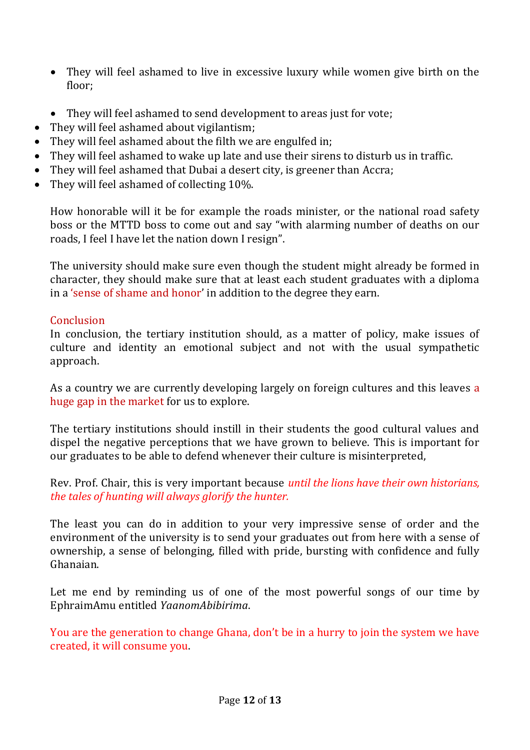- They will feel ashamed to live in excessive luxury while women give birth on the floor;
- They will feel ashamed to send development to areas just for vote;
- They will feel ashamed about vigilantism;
- They will feel ashamed about the filth we are engulfed in;
- They will feel ashamed to wake up late and use their sirens to disturb us in traffic.
- They will feel ashamed that Dubai a desert city, is greener than Accra;
- They will feel ashamed of collecting 10%.

How honorable will it be for example the roads minister, or the national road safety boss or the MTTD boss to come out and say "with alarming number of deaths on our roads, I feel I have let the nation down I resign".

The university should make sure even though the student might already be formed in character, they should make sure that at least each student graduates with a diploma in a 'sense of shame and honor' in addition to the degree they earn.

## Conclusion

In conclusion, the tertiary institution should, as a matter of policy, make issues of culture and identity an emotional subject and not with the usual sympathetic approach.

As a country we are currently developing largely on foreign cultures and this leaves a huge gap in the market for us to explore.

The tertiary institutions should instill in their students the good cultural values and dispel the negative perceptions that we have grown to believe. This is important for our graduates to be able to defend whenever their culture is misinterpreted,

Rev. Prof. Chair, this is very important because *until the lions have their own historians, the tales of hunting will always glorify the hunter.*

The least you can do in addition to your very impressive sense of order and the environment of the university is to send your graduates out from here with a sense of ownership, a sense of belonging, filled with pride, bursting with confidence and fully Ghanaian.

Let me end by reminding us of one of the most powerful songs of our time by EphraimAmu entitled *YaanomAbibirima*.

You are the generation to change Ghana, don't be in a hurry to join the system we have created, it will consume you.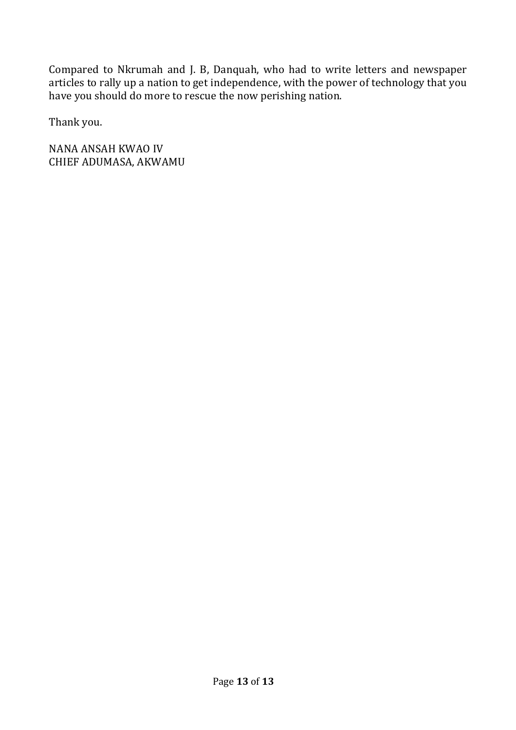Compared to Nkrumah and J. B, Danquah, who had to write letters and newspaper articles to rally up a nation to get independence, with the power of technology that you have you should do more to rescue the now perishing nation.

Thank you.

NANA ANSAH KWAO IV
CHIEF ADUMASA, AKWAMU